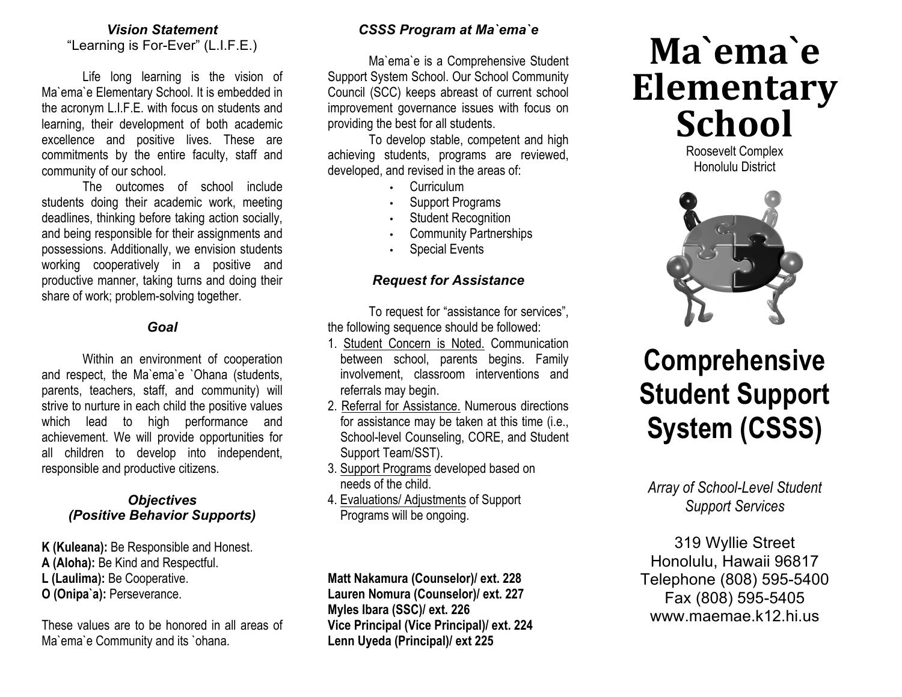### *Vision Statement*

"Learning is For-Ever" (L.I.F.E.)

Life long learning is the vision of Ma`ema`e Elementary School. It is embedded in the acronym L.I.F.E. with focus on students and learning, their development of both academic excellence and positive lives. These are commitments by the entire faculty, staff and community of our school.

The outcomes of school include students doing their academic work, meeting deadlines, thinking before taking action socially, and being responsible for their assignments and possessions. Additionally, we envision students working cooperatively in a positive and productive manner, taking turns and doing their share of work; problem-solving together.

### *Goal*

Within an environment of cooperation and respect, the Ma`ema`e `Ohana (students, parents, teachers, staff, and community) will strive to nurture in each child the positive values which lead to high performance and achievement. We will provide opportunities for all children to develop into independent, responsible and productive citizens.

### *Objectives (Positive Behavior Supports)*

**K (Kuleana):** Be Responsible and Honest.
**A (Aloha):** Be Kind and Respectful.
**L (Laulima):** Be Cooperative.
**O (Onipa`a):** Perseverance.

These values are to be honored in all areas of Ma`ema`e Community and its `ohana.

### *CSSS Program at Ma`ema`e*

Ma`ema`e is a Comprehensive Student Support System School. Our School Community Council (SCC) keeps abreast of current school improvement governance issues with focus on providing the best for all students.

To develop stable, competent and high achieving students, programs are reviewed, developed, and revised in the areas of:

- Curriculum
- Support Programs
- Student Recognition
- Community Partnerships
- Special Events

### *Request for Assistance*

To request for "assistance for services", the following sequence should be followed:

1. Student Concern is Noted. Communication between school, parents begins. Family involvement, classroom interventions and referrals may begin.
2. Referral for Assistance. Numerous directions for assistance may be taken at this time (i.e., School-level Counseling, CORE, and Student Support Team/SST).
3. Support Programs developed based on needs of the child.
4. Evaluations/ Adjustments of Support Programs will be ongoing.

**Matt Nakamura (Counselor)/ ext. 228**
**Lauren Nomura (Counselor)/ ext. 227**
**Myles Ibara (SSC)/ ext. 226**
**Vice Principal (Vice Principal)/ ext. 224**
**Lenn Uyeda (Principal)/ ext 225**

# Ma`ema`e Elementary School

Roosevelt Complex
Honolulu District

# Comprehensive Student Support System (CSSS)

*Array of School-Level Student Support Services*

319 Wyllie Street
Honolulu, Hawaii 96817
Telephone (808) 595-5400
Fax (808) 595-5405
www.maemae.k12.hi.us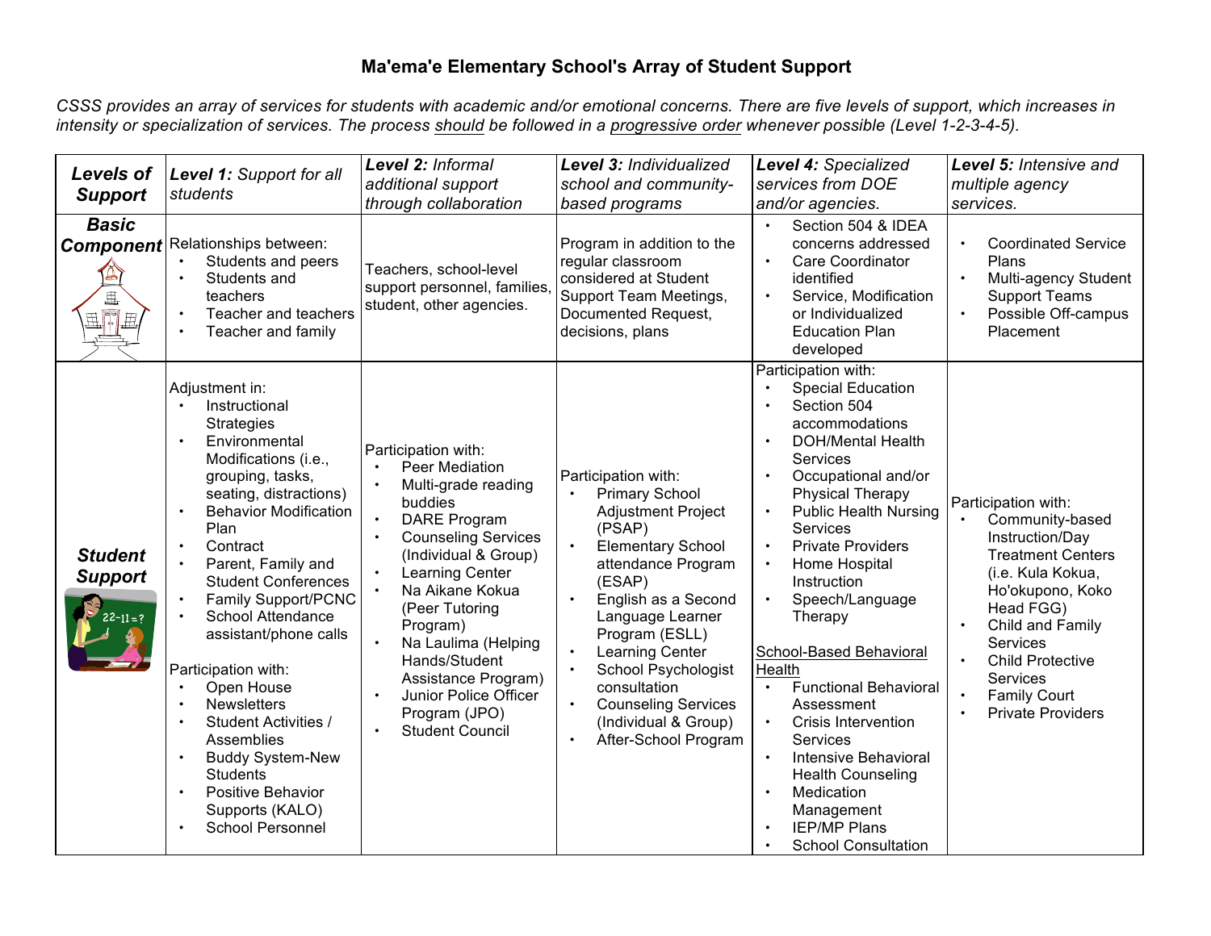# Ma'ema'e Elementary School's Array of Student Support

*CSSS provides an array of services for students with academic and/or emotional concerns. There are five levels of support, which increases in intensity or specialization of services. The process should be followed in a progressive order whenever possible (Level 1-2-3-4-5).*

| ***Levels of Support*** | ***Level 1:*** *Support for all students* | ***Level 2:*** *Informal additional support through collaboration* | ***Level 3:*** *Individualized school and community-based programs* | ***Level 4:*** *Specialized services from DOE and/or agencies.* | ***Level 5:*** *Intensive and multiple agency services.* |
|---|---|---|---|---|---|
| ***Basic Component*** | Relationships between:<br>• Students and peers<br>• Students and teachers<br>• Teacher and teachers<br>• Teacher and family | Teachers, school-level support personnel, families, student, other agencies. | Program in addition to the regular classroom considered at Student Support Team Meetings, Documented Request, decisions, plans | • Section 504 & IDEA concerns addressed<br>• Care Coordinator identified<br>• Service, Modification or Individualized Education Plan developed | • Coordinated Service Plans<br>• Multi-agency Student Support Teams<br>• Possible Off-campus Placement |
| ***Student Support*** | Adjustment in:<br>• Instructional Strategies<br>• Environmental Modifications (i.e., grouping, tasks, seating, distractions)<br>• Behavior Modification Plan<br>• Contract<br>• Parent, Family and Student Conferences<br>• Family Support/PCNC<br>• School Attendance assistant/phone calls<br><br>Participation with:<br>• Open House<br>• Newsletters<br>• Student Activities / Assemblies<br>• Buddy System-New Students<br>• Positive Behavior Supports (KALO)<br>• School Personnel | Participation with:<br>• Peer Mediation<br>• Multi-grade reading buddies<br>• DARE Program<br>• Counseling Services (Individual & Group)<br>• Learning Center<br>• Na Aikane Kokua (Peer Tutoring Program)<br>• Na Laulima (Helping Hands/Student Assistance Program)<br>• Junior Police Officer Program (JPO)<br>• Student Council | Participation with:<br>• Primary School Adjustment Project (PSAP)<br>• Elementary School attendance Program (ESAP)<br>• English as a Second Language Learner Program (ESLL)<br>• Learning Center<br>• School Psychologist consultation<br>• Counseling Services (Individual & Group)<br>• After-School Program | Participation with:<br>• Special Education<br>• Section 504 accommodations<br>• DOH/Mental Health Services<br>• Occupational and/or Physical Therapy<br>• Public Health Nursing Services<br>• Private Providers<br>• Home Hospital Instruction<br>• Speech/Language Therapy<br><br>School-Based Behavioral Health<br>• Functional Behavioral Assessment<br>• Crisis Intervention Services<br>• Intensive Behavioral Health Counseling<br>• Medication Management<br>• IEP/MP Plans<br>• School Consultation | Participation with:<br>• Community-based Instruction/Day Treatment Centers (i.e. Kula Kokua, Ho'okupono, Koko Head FGG)<br>• Child and Family Services<br>• Child Protective Services<br>• Family Court<br>• Private Providers |